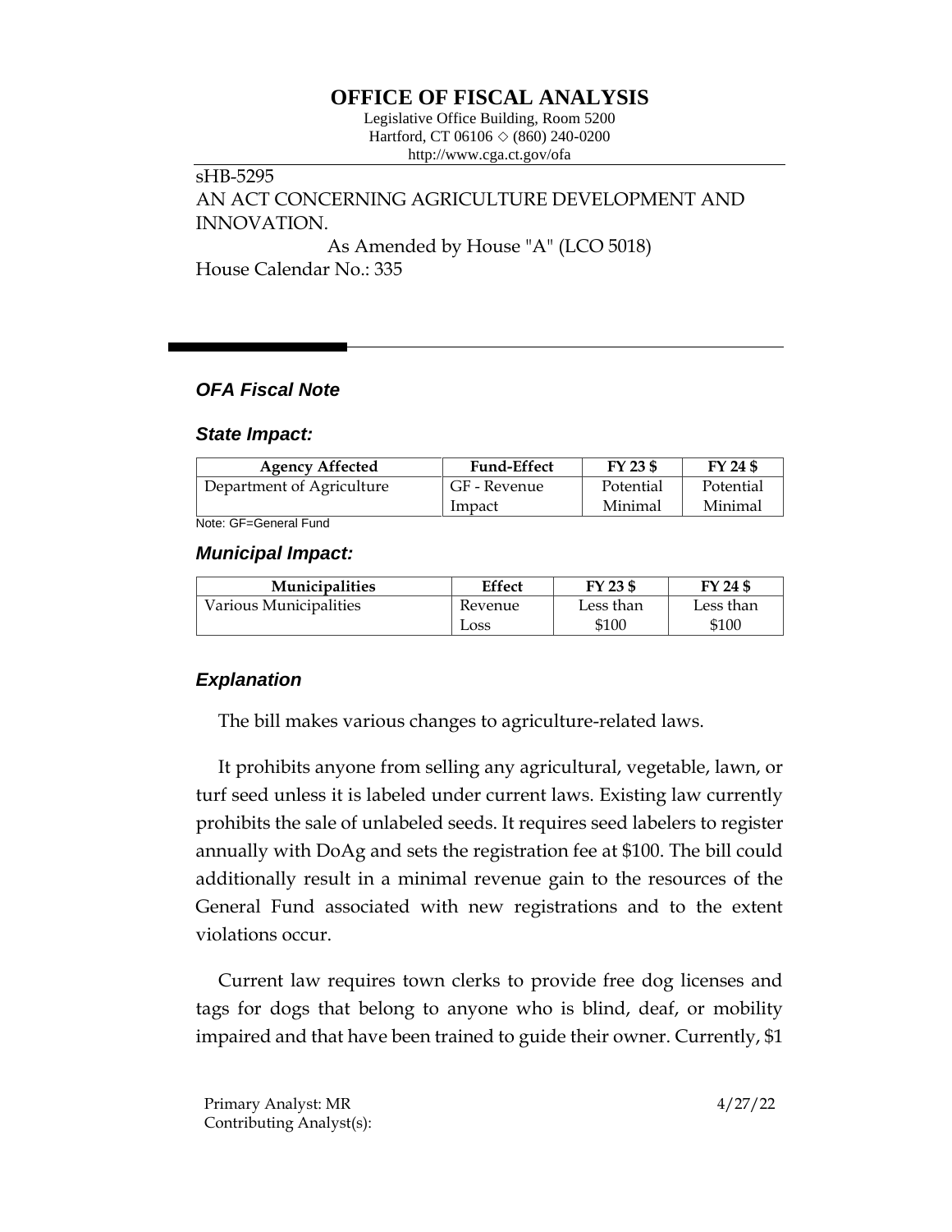# OFFICE OF FISCAL ANALYSIS

Legislative Office Building, Room 5200
Hartford, CT 06106 ◇ (860) 240-0200
http://www.cga.ct.gov/ofa

sHB-5295
AN ACT CONCERNING AGRICULTURE DEVELOPMENT AND INNOVATION.

As Amended by House "A" (LCO 5018)

House Calendar No.: 335

## *OFA Fiscal Note*

### *State Impact:*

| Agency Affected | Fund-Effect | FY 23 $ | FY 24 $ |
|---|---|---|---|
| Department of Agriculture | GF - Revenue Impact | Potential Minimal | Potential Minimal |

Note: GF=General Fund

### *Municipal Impact:*

| Municipalities | Effect | FY 23 $ | FY 24 $ |
|---|---|---|---|
| Various Municipalities | Revenue Loss | Less than $100 | Less than $100 |

### *Explanation*

The bill makes various changes to agriculture-related laws.

It prohibits anyone from selling any agricultural, vegetable, lawn, or turf seed unless it is labeled under current laws. Existing law currently prohibits the sale of unlabeled seeds. It requires seed labelers to register annually with DoAg and sets the registration fee at $100. The bill could additionally result in a minimal revenue gain to the resources of the General Fund associated with new registrations and to the extent violations occur.

Current law requires town clerks to provide free dog licenses and tags for dogs that belong to anyone who is blind, deaf, or mobility impaired and that have been trained to guide their owner. Currently, $1

Primary Analyst: MR
Contributing Analyst(s):

4/27/22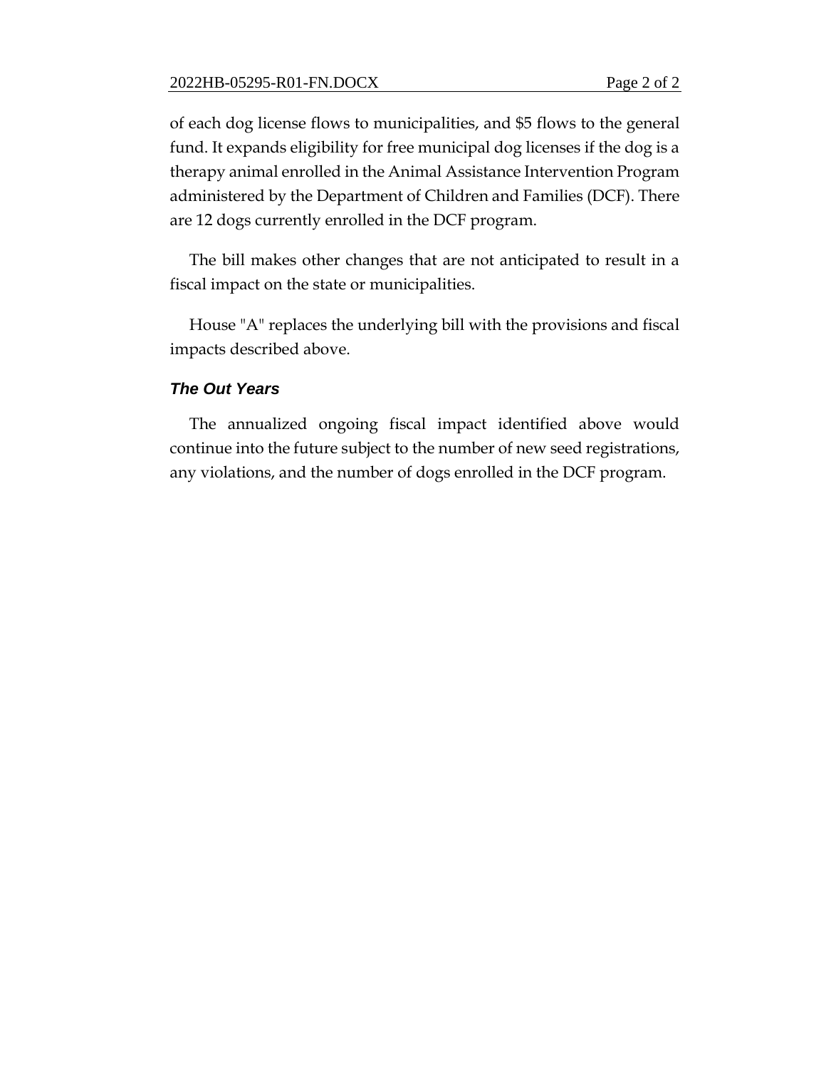of each dog license flows to municipalities, and $5 flows to the general fund. It expands eligibility for free municipal dog licenses if the dog is a therapy animal enrolled in the Animal Assistance Intervention Program administered by the Department of Children and Families (DCF). There are 12 dogs currently enrolled in the DCF program.

The bill makes other changes that are not anticipated to result in a fiscal impact on the state or municipalities.

House "A" replaces the underlying bill with the provisions and fiscal impacts described above.

### *The Out Years*

The annualized ongoing fiscal impact identified above would continue into the future subject to the number of new seed registrations, any violations, and the number of dogs enrolled in the DCF program.